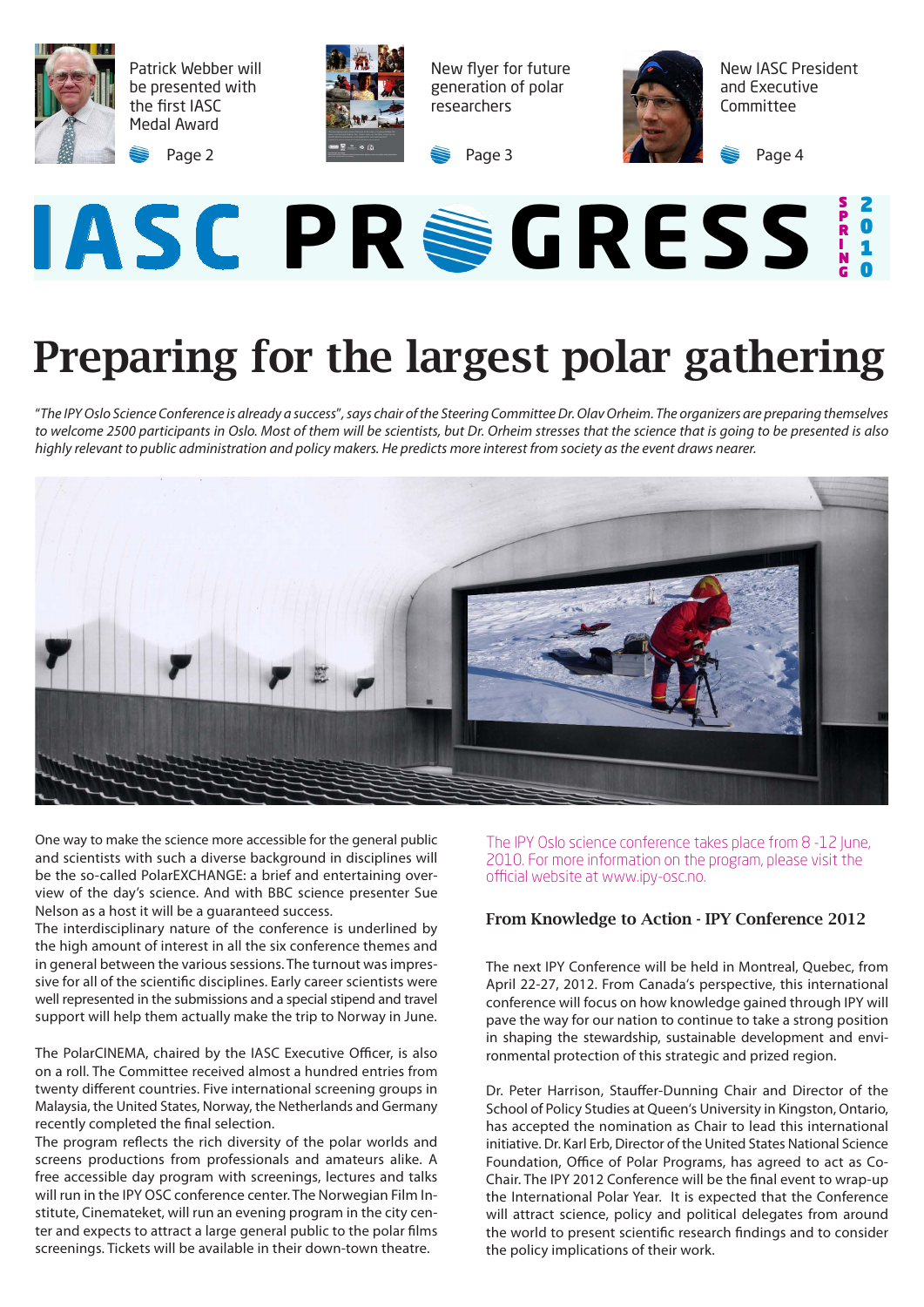Patrick Webber will be presented with the first IASC Medal Award

Page 2

New flyer for future generation of polar researchers

Page 3

New IASC President and Executive Committee

Page 4

# IASC PROGRESS

SPRING 2010

# Preparing for the largest polar gathering

*"The IPY Oslo Science Conference is already a success", says chair of the Steering Committee Dr. Olav Orheim. The organizers are preparing themselves to welcome 2500 participants in Oslo. Most of them will be scientists, but Dr. Orheim stresses that the science that is going to be presented is also highly relevant to public administration and policy makers. He predicts more interest from society as the event draws nearer.*

One way to make the science more accessible for the general public and scientists with such a diverse background in disciplines will be the so-called PolarEXCHANGE: a brief and entertaining overview of the day's science. And with BBC science presenter Sue Nelson as a host it will be a guaranteed success.

The interdisciplinary nature of the conference is underlined by the high amount of interest in all the six conference themes and in general between the various sessions. The turnout was impressive for all of the scientific disciplines. Early career scientists were well represented in the submissions and a special stipend and travel support will help them actually make the trip to Norway in June.

The PolarCINEMA, chaired by the IASC Executive Officer, is also on a roll. The Committee received almost a hundred entries from twenty different countries. Five international screening groups in Malaysia, the United States, Norway, the Netherlands and Germany recently completed the final selection.

The program reflects the rich diversity of the polar worlds and screens productions from professionals and amateurs alike. A free accessible day program with screenings, lectures and talks will run in the IPY OSC conference center. The Norwegian Film Institute, Cinemateket, will run an evening program in the city center and expects to attract a large general public to the polar films screenings. Tickets will be available in their down-town theatre.

The IPY Oslo science conference takes place from 8 -12 June, 2010. For more information on the program, please visit the official website at www.ipy-osc.no.

### From Knowledge to Action - IPY Conference 2012

The next IPY Conference will be held in Montreal, Quebec, from April 22-27, 2012. From Canada's perspective, this international conference will focus on how knowledge gained through IPY will pave the way for our nation to continue to take a strong position in shaping the stewardship, sustainable development and environmental protection of this strategic and prized region.

Dr. Peter Harrison, Stauffer-Dunning Chair and Director of the School of Policy Studies at Queen's University in Kingston, Ontario, has accepted the nomination as Chair to lead this international initiative. Dr. Karl Erb, Director of the United States National Science Foundation, Office of Polar Programs, has agreed to act as Co-Chair. The IPY 2012 Conference will be the final event to wrap-up the International Polar Year. It is expected that the Conference will attract science, policy and political delegates from around the world to present scientific research findings and to consider the policy implications of their work.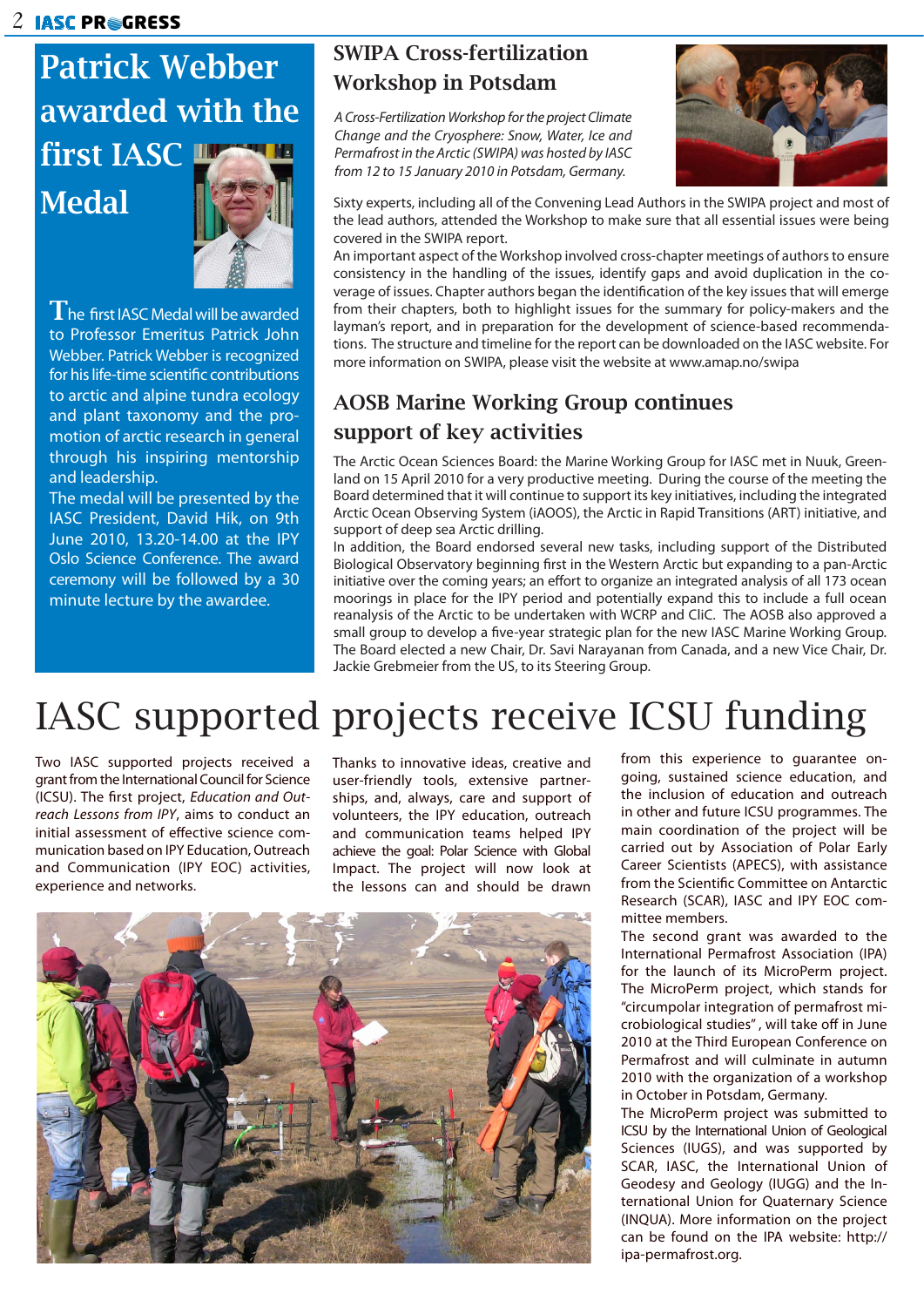# Patrick Webber awarded with the first IASC Medal

The first IASC Medal will be awarded to Professor Emeritus Patrick John Webber. Patrick Webber is recognized for his life-time scientific contributions to arctic and alpine tundra ecology and plant taxonomy and the promotion of arctic research in general through his inspiring mentorship and leadership.

The medal will be presented by the IASC President, David Hik, on 9th June 2010, 13.20-14.00 at the IPY Oslo Science Conference. The award ceremony will be followed by a 30 minute lecture by the awardee.

## SWIPA Cross-fertilization Workshop in Potsdam

*A Cross-Fertilization Workshop for the project Climate Change and the Cryosphere: Snow, Water, Ice and Permafrost in the Arctic (SWIPA) was hosted by IASC from 12 to 15 January 2010 in Potsdam, Germany.*

Sixty experts, including all of the Convening Lead Authors in the SWIPA project and most of the lead authors, attended the Workshop to make sure that all essential issues were being covered in the SWIPA report.

An important aspect of the Workshop involved cross-chapter meetings of authors to ensure consistency in the handling of the issues, identify gaps and avoid duplication in the coverage of issues. Chapter authors began the identification of the key issues that will emerge from their chapters, both to highlight issues for the summary for policy-makers and the layman's report, and in preparation for the development of science-based recommendations. The structure and timeline for the report can be downloaded on the IASC website. For more information on SWIPA, please visit the website at www.amap.no/swipa

## AOSB Marine Working Group continues support of key activities

The Arctic Ocean Sciences Board: the Marine Working Group for IASC met in Nuuk, Greenland on 15 April 2010 for a very productive meeting. During the course of the meeting the Board determined that it will continue to support its key initiatives, including the integrated Arctic Ocean Observing System (iAOOS), the Arctic in Rapid Transitions (ART) initiative, and support of deep sea Arctic drilling.

In addition, the Board endorsed several new tasks, including support of the Distributed Biological Observatory beginning first in the Western Arctic but expanding to a pan-Arctic initiative over the coming years; an effort to organize an integrated analysis of all 173 ocean moorings in place for the IPY period and potentially expand this to include a full ocean reanalysis of the Arctic to be undertaken with WCRP and CliC. The AOSB also approved a small group to develop a five-year strategic plan for the new IASC Marine Working Group. The Board elected a new Chair, Dr. Savi Narayanan from Canada, and a new Vice Chair, Dr. Jackie Grebmeier from the US, to its Steering Group.

# IASC supported projects receive ICSU funding

Two IASC supported projects received a grant from the International Council for Science (ICSU). The first project, *Education and Outreach Lessons from IPY*, aims to conduct an initial assessment of effective science communication based on IPY Education, Outreach and Communication (IPY EOC) activities, experience and networks.

Thanks to innovative ideas, creative and user-friendly tools, extensive partnerships, and, always, care and support of volunteers, the IPY education, outreach and communication teams helped IPY achieve the goal: Polar Science with Global Impact. The project will now look at the lessons can and should be drawn from this experience to guarantee ongoing, sustained science education, and the inclusion of education and outreach in other and future ICSU programmes. The main coordination of the project will be carried out by Association of Polar Early Career Scientists (APECS), with assistance from the Scientific Committee on Antarctic Research (SCAR), IASC and IPY EOC committee members.

The second grant was awarded to the International Permafrost Association (IPA) for the launch of its MicroPerm project. The MicroPerm project, which stands for "circumpolar integration of permafrost microbiological studies", will take off in June 2010 at the Third European Conference on Permafrost and will culminate in autumn 2010 with the organization of a workshop in October in Potsdam, Germany.

The MicroPerm project was submitted to ICSU by the International Union of Geological Sciences (IUGS), and was supported by SCAR, IASC, the International Union of Geodesy and Geology (IUGG) and the International Union for Quaternary Science (INQUA). More information on the project can be found on the IPA website: http://ipa-permafrost.org.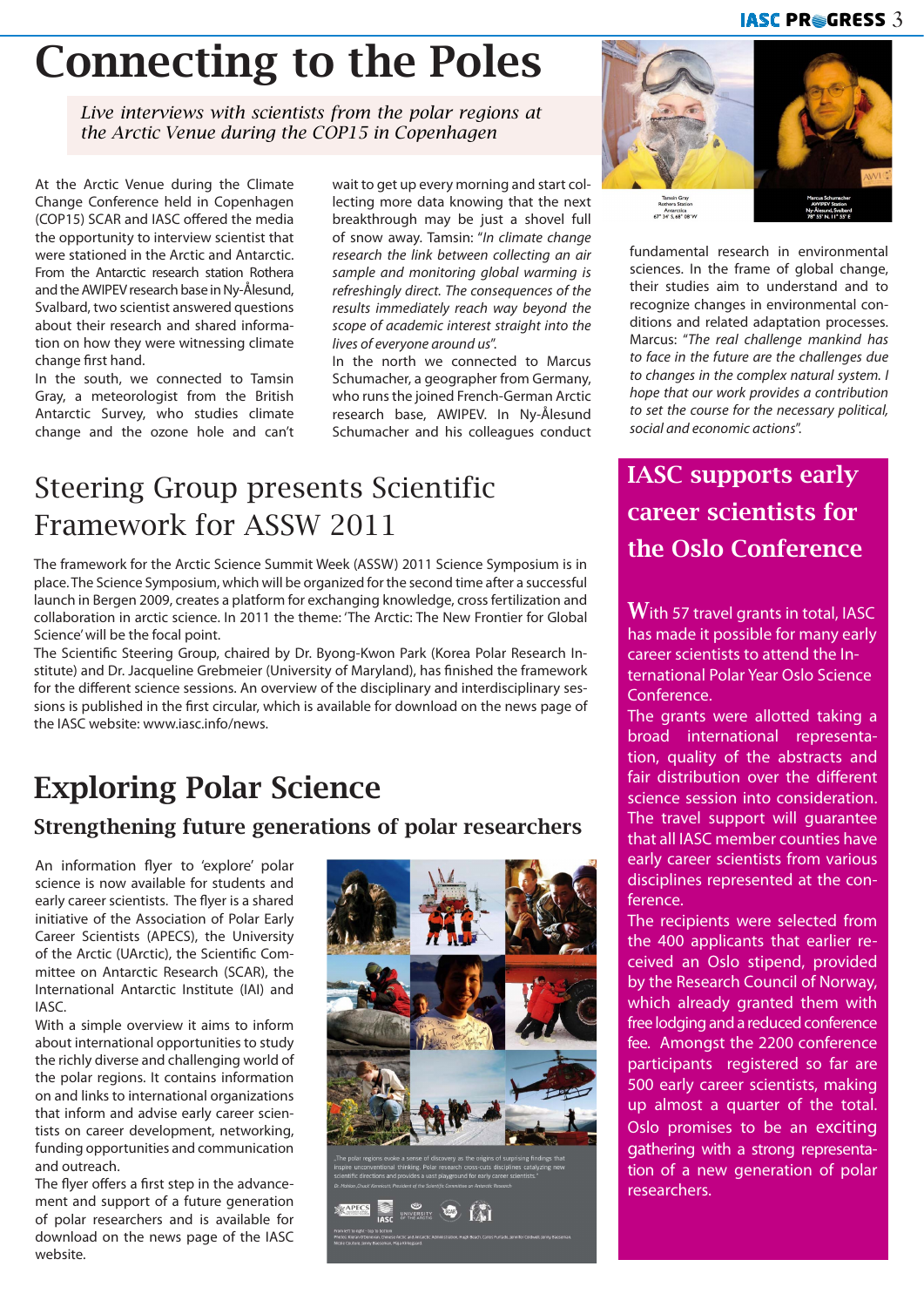# Connecting to the Poles

*Live interviews with scientists from the polar regions at the Arctic Venue during the COP15 in Copenhagen*

At the Arctic Venue during the Climate Change Conference held in Copenhagen (COP15) SCAR and IASC offered the media the opportunity to interview scientist that were stationed in the Arctic and Antarctic. From the Antarctic research station Rothera and the AWIPEV research base in Ny-Ålesund, Svalbard, two scientist answered questions about their research and shared information on how they were witnessing climate change first hand.

In the south, we connected to Tamsin Gray, a meteorologist from the British Antarctic Survey, who studies climate change and the ozone hole and can't wait to get up every morning and start collecting more data knowing that the next breakthrough may be just a shovel full of snow away. Tamsin: "*In climate change research the link between collecting an air sample and monitoring global warming is refreshingly direct. The consequences of the results immediately reach way beyond the scope of academic interest straight into the lives of everyone around us*".

In the north we connected to Marcus Schumacher, a geographer from Germany, who runs the joined French-German Arctic research base, AWIPEV. In Ny-Ålesund Schumacher and his colleagues conduct fundamental research in environmental sciences. In the frame of global change, their studies aim to understand and to recognize changes in environmental conditions and related adaptation processes. Marcus: "*The real challenge mankind has to face in the future are the challenges due to changes in the complex natural system. I hope that our work provides a contribution to set the course for the necessary political, social and economic actions*".

Tamsin Gray
Rothera Station
Antarctica
67° 34' S, 68° 08' W

Marcus Schumacher
AWIPEV Station
Ny-Ålesund, Svalbard
78° 55' N, 11° 55' E

# Steering Group presents Scientific Framework for ASSW 2011

The framework for the Arctic Science Summit Week (ASSW) 2011 Science Symposium is in place. The Science Symposium, which will be organized for the second time after a successful launch in Bergen 2009, creates a platform for exchanging knowledge, cross fertilization and collaboration in arctic science. In 2011 the theme: 'The Arctic: The New Frontier for Global Science' will be the focal point.

The Scientific Steering Group, chaired by Dr. Byong-Kwon Park (Korea Polar Research Institute) and Dr. Jacqueline Grebmeier (University of Maryland), has finished the framework for the different science sessions. An overview of the disciplinary and interdisciplinary sessions is published in the first circular, which is available for download on the news page of the IASC website: www.iasc.info/news.

# Exploring Polar Science

## Strengthening future generations of polar researchers

An information flyer to 'explore' polar science is now available for students and early career scientists. The flyer is a shared initiative of the Association of Polar Early Career Scientists (APECS), the University of the Arctic (UArctic), the Scientific Committee on Antarctic Research (SCAR), the International Antarctic Institute (IAI) and IASC.

With a simple overview it aims to inform about international opportunities to study the richly diverse and challenging world of the polar regions. It contains information on and links to international organizations that inform and advise early career scientists on career development, networking, funding opportunities and communication and outreach.

The flyer offers a first step in the advancement and support of a future generation of polar researchers and is available for download on the news page of the IASC website.

# IASC supports early career scientists for the Oslo Conference

With 57 travel grants in total, IASC has made it possible for many early career scientists to attend the International Polar Year Oslo Science Conference.

The grants were allotted taking a broad international representation, quality of the abstracts and fair distribution over the different science session into consideration. The travel support will guarantee that all IASC member counties have early career scientists from various disciplines represented at the conference.

The recipients were selected from the 400 applicants that earlier received an Oslo stipend, provided by the Research Council of Norway, which already granted them with free lodging and a reduced conference fee. Amongst the 2200 conference participants registered so far are 500 early career scientists, making up almost a quarter of the total. Oslo promises to be an exciting gathering with a strong representation of a new generation of polar researchers.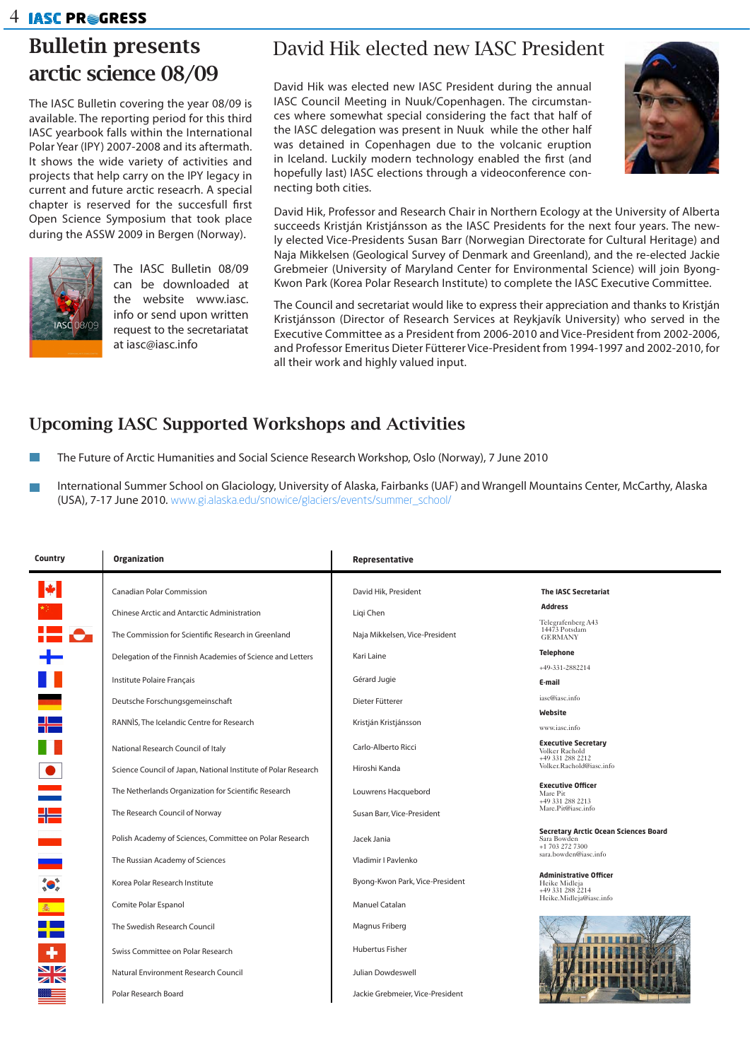## Bulletin presents arctic science 08/09

The IASC Bulletin covering the year 08/09 is available. The reporting period for this third IASC yearbook falls within the International Polar Year (IPY) 2007-2008 and its aftermath. It shows the wide variety of activities and projects that help carry on the IPY legacy in current and future arctic reseacrh. A special chapter is reserved for the succesfull first Open Science Symposium that took place during the ASSW 2009 in Bergen (Norway).

The IASC Bulletin 08/09 can be downloaded at the website www.iasc.info or send upon written request to the secretariatat at iasc@iasc.info

## David Hik elected new IASC President

David Hik was elected new IASC President during the annual IASC Council Meeting in Nuuk/Copenhagen. The circumstances where somewhat special considering the fact that half of the IASC delegation was present in Nuuk while the other half was detained in Copenhagen due to the volcanic eruption in Iceland. Luckily modern technology enabled the first (and hopefully last) IASC elections through a videoconference connecting both cities.

David Hik, Professor and Research Chair in Northern Ecology at the University of Alberta succeeds Kristján Kristjánsson as the IASC Presidents for the next four years. The newly elected Vice-Presidents Susan Barr (Norwegian Directorate for Cultural Heritage) and Naja Mikkelsen (Geological Survey of Denmark and Greenland), and the re-elected Jackie Grebmeier (University of Maryland Center for Environmental Science) will join Byong-Kwon Park (Korea Polar Research Institute) to complete the IASC Executive Committee.

The Council and secretariat would like to express their appreciation and thanks to Kristján Kristjánsson (Director of Research Services at Reykjavík University) who served in the Executive Committee as a President from 2006-2010 and Vice-President from 2002-2006, and Professor Emeritus Dieter Fütterer Vice-President from 1994-1997 and 2002-2010, for all their work and highly valued input.

## Upcoming IASC Supported Workshops and Activities

- The Future of Arctic Humanities and Social Science Research Workshop, Oslo (Norway), 7 June 2010
- International Summer School on Glaciology, University of Alaska, Fairbanks (UAF) and Wrangell Mountains Center, McCarthy, Alaska (USA), 7-17 June 2010. www.gi.alaska.edu/snowice/glaciers/events/summer_school/

| Country | Organization | Representative |
|---|---|---|
| | Canadian Polar Commission | David Hik, President |
| | Chinese Arctic and Antarctic Administration | Liqi Chen |
| | The Commission for Scientific Research in Greenland | Naja Mikkelsen, Vice-President |
| | Delegation of the Finnish Academies of Science and Letters | Kari Laine |
| | Institute Polaire Français | Gérard Jugie |
| | Deutsche Forschungsgemeinschaft | Dieter Fütterer |
| | RANNÍS, The Icelandic Centre for Research | Kristján Kristjánsson |
| | National Research Council of Italy | Carlo-Alberto Ricci |
| | Science Council of Japan, National Institute of Polar Research | Hiroshi Kanda |
| | The Netherlands Organization for Scientific Research | Louwrens Hacquebord |
| | The Research Council of Norway | Susan Barr, Vice-President |
| | Polish Academy of Sciences, Committee on Polar Research | Jacek Jania |
| | The Russian Academy of Sciences | Vladimir I Pavlenko |
| | Korea Polar Research Institute | Byong-Kwon Park, Vice-President |
| | Comite Polar Espanol | Manuel Catalan |
| | The Swedish Research Council | Magnus Friberg |
| | Swiss Committee on Polar Research | Hubertus Fisher |
| | Natural Environment Research Council | Julian Dowdeswell |
| | Polar Research Board | Jackie Grebmeier, Vice-President |

**The IASC Secretariat**

**Address**
Telegrafenberg A43
14473 Potsdam
GERMANY

**Telephone**
+49-331-2882214

**E-mail**
iasc@iasc.info

**Website**
www.iasc.info

**Executive Secretary**
Volker Rachold
+49 331 288 2212
Volker.Rachold@iasc.info

**Executive Officer**
Mare Pit
+49 331 288 2213
Mare.Pit@iasc.info

**Secretary Arctic Ocean Sciences Board**
Sara Bowden
+1 703 272 7300
sara.bowden@iasc.info

**Administrative Officer**
Heike Midleja
+49 331 288 2214
Heike.Midleja@iasc.info